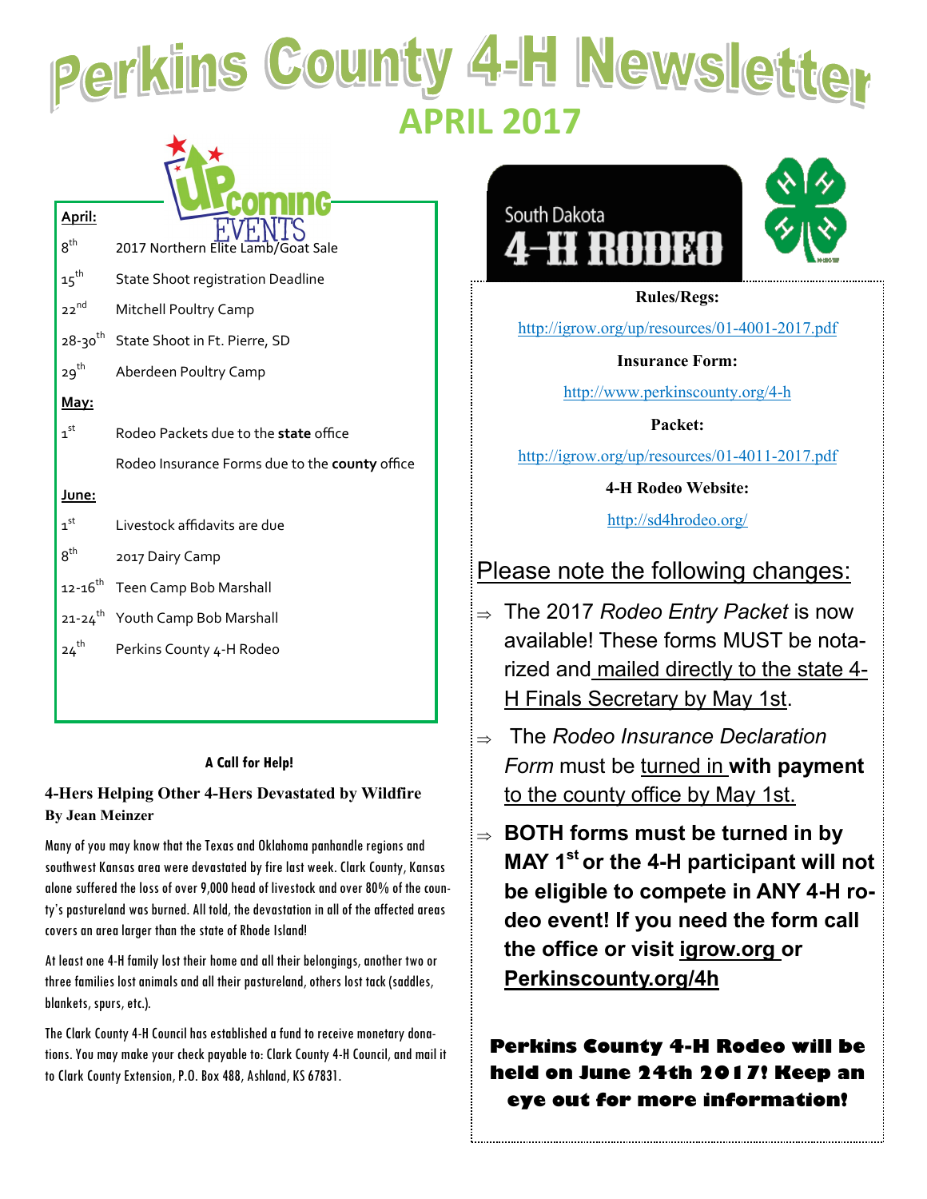# Perkins County 4-H Newsletter

## APRIL 2017

### Upcoming Events

**April:**

| | |
|---|---|
| 8th | 2017 Northern Elite Lamb/Goat Sale |
| 15th | State Shoot registration Deadline |
| 22nd | Mitchell Poultry Camp |
| 28-30th | State Shoot in Ft. Pierre, SD |
| 29th | Aberdeen Poultry Camp |

**May:**

| | |
|---|---|
| 1st | Rodeo Packets due to the **state** office |
| | Rodeo Insurance Forms due to the **county** office |

**June:**

| | |
|---|---|
| 1st | Livestock affidavits are due |
| 8th | 2017 Dairy Camp |
| 12-16th | Teen Camp Bob Marshall |
| 21-24th | Youth Camp Bob Marshall |
| 24th | Perkins County 4-H Rodeo |

**A Call for Help!**

**4-Hers Helping Other 4-Hers Devastated by Wildfire**
**By Jean Meinzer**

Many of you may know that the Texas and Oklahoma panhandle regions and southwest Kansas area were devastated by fire last week. Clark County, Kansas alone suffered the loss of over 9,000 head of livestock and over 80% of the county's pastureland was burned. All told, the devastation in all of the affected areas covers an area larger than the state of Rhode Island!

At least one 4-H family lost their home and all their belongings, another two or three families lost animals and all their pastureland, others lost tack (saddles, blankets, spurs, etc.).

The Clark County 4-H Council has established a fund to receive monetary donations. You may make your check payable to: Clark County 4-H Council, and mail it to Clark County Extension, P.O. Box 488, Ashland, KS 67831.

## South Dakota 4-H Rodeo

**Rules/Regs:**

http://igrow.org/up/resources/01-4001-2017.pdf

**Insurance Form:**

http://www.perkinscounty.org/4-h

**Packet:**

http://igrow.org/up/resources/01-4011-2017.pdf

**4-H Rodeo Website:**

http://sd4hrodeo.org/

### Please note the following changes:

- The 2017 *Rodeo Entry Packet* is now available! These forms MUST be notarized and mailed directly to the state 4-H Finals Secretary by May 1st.
- The *Rodeo Insurance Declaration Form* must be turned in **with payment** to the county office by May 1st.
- **BOTH forms must be turned in by MAY 1st or the 4-H participant will not be eligible to compete in ANY 4-H rodeo event! If you need the form call the office or visit igrow.org or Perkinscounty.org/4h**

**Perkins County 4-H Rodeo will be held on June 24th 2017! Keep an eye out for more information!**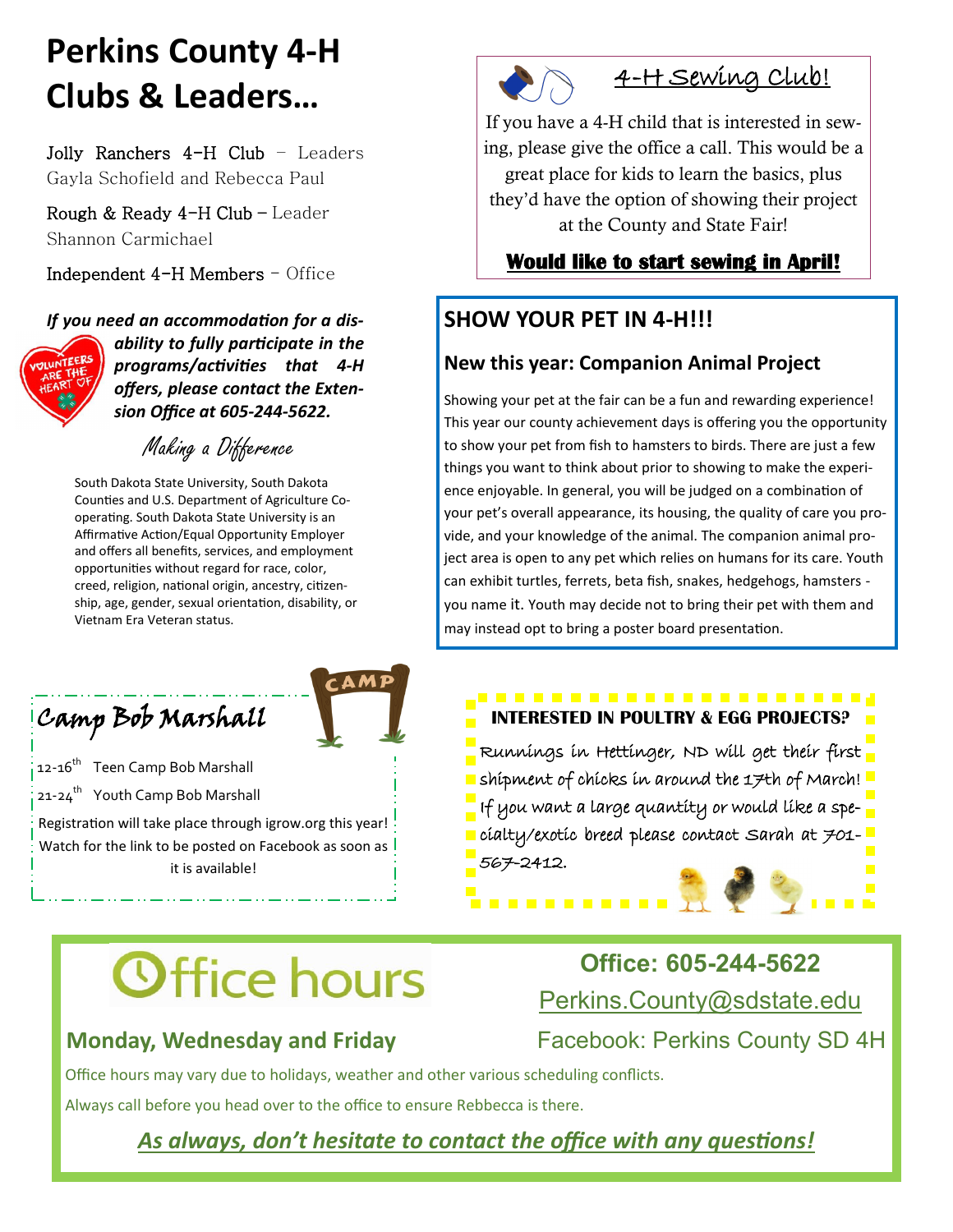# Perkins County 4-H Clubs & Leaders…

Jolly Ranchers 4-H Club – Leaders Gayla Schofield and Rebecca Paul

Rough & Ready 4-H Club – Leader Shannon Carmichael

Independent 4-H Members – Office

***If you need an accommodation for a disability to fully participate in the programs/activities that 4-H offers, please contact the Extension Office at 605-244-5622.***

Making a Difference

South Dakota State University, South Dakota Counties and U.S. Department of Agriculture Cooperating. South Dakota State University is an Affirmative Action/Equal Opportunity Employer and offers all benefits, services, and employment opportunities without regard for race, color, creed, religion, national origin, ancestry, citizenship, age, gender, sexual orientation, disability, or Vietnam Era Veteran status.

## Camp Bob Marshall

12-16th Teen Camp Bob Marshall

21-24th Youth Camp Bob Marshall

Registration will take place through igrow.org this year! Watch for the link to be posted on Facebook as soon as it is available!

## 4-H Sewing Club!

If you have a 4-H child that is interested in sewing, please give the office a call. This would be a great place for kids to learn the basics, plus they'd have the option of showing their project at the County and State Fair!

**Would like to start sewing in April!**

## SHOW YOUR PET IN 4-H!!!

### New this year: Companion Animal Project

Showing your pet at the fair can be a fun and rewarding experience! This year our county achievement days is offering you the opportunity to show your pet from fish to hamsters to birds. There are just a few things you want to think about prior to showing to make the experience enjoyable. In general, you will be judged on a combination of your pet's overall appearance, its housing, the quality of care you provide, and your knowledge of the animal. The companion animal project area is open to any pet which relies on humans for its care. Youth can exhibit turtles, ferrets, beta fish, snakes, hedgehogs, hamsters - you name it. Youth may decide not to bring their pet with them and may instead opt to bring a poster board presentation.

## INTERESTED IN POULTRY & EGG PROJECTS?

Runnings in Hettinger, ND will get their first shipment of chicks in around the 17th of March! If you want a large quantity or would like a specialty/exotic breed please contact Sarah at 701-567-2412.

## Office hours

**Office: 605-244-5622**

Perkins.County@sdstate.edu

Facebook: Perkins County SD 4H

**Monday, Wednesday and Friday**

Office hours may vary due to holidays, weather and other various scheduling conflicts.

Always call before you head over to the office to ensure Rebbecca is there.

***As always, don't hesitate to contact the office with any questions!***